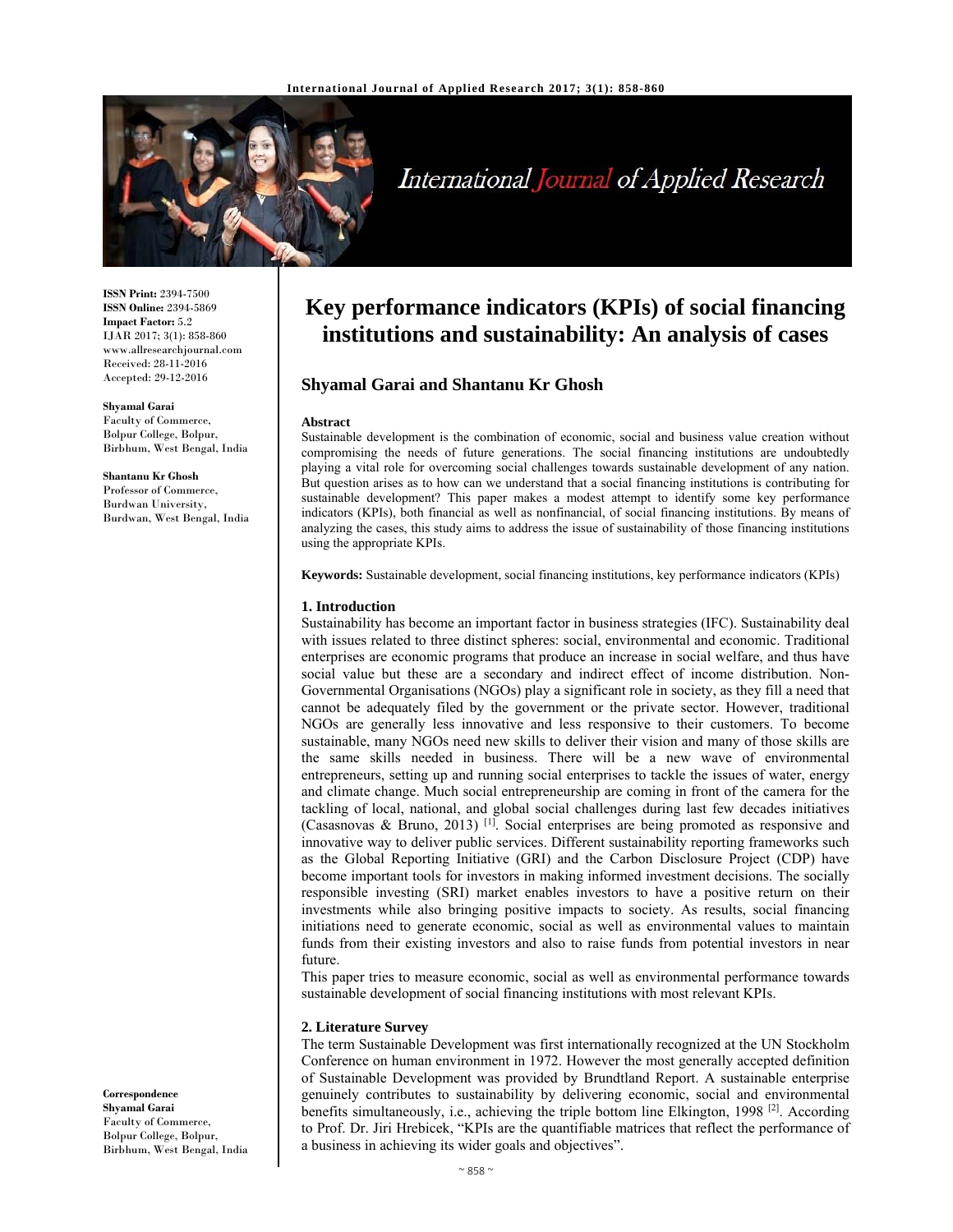ISSN Print: 2394-7500
ISSN Online: 2394-5869
Impact Factor: 5.2
IJAR 2017; 3(1): 858-860
www.allresearchjournal.com
Received: 28-11-2016
Accepted: 29-12-2016

**Shyamal Garai**
Faculty of Commerce, Bolpur College, Bolpur, Birbhum, West Bengal, India

**Shantanu Kr Ghosh**
Professor of Commerce, Burdwan University, Burdwan, West Bengal, India

**Correspondence**
**Shyamal Garai**
Faculty of Commerce, Bolpur College, Bolpur, Birbhum, West Bengal, India

# Key performance indicators (KPIs) of social financing institutions and sustainability: An analysis of cases

## Shyamal Garai and Shantanu Kr Ghosh

### Abstract

Sustainable development is the combination of economic, social and business value creation without compromising the needs of future generations. The social financing institutions are undoubtedly playing a vital role for overcoming social challenges towards sustainable development of any nation. But question arises as to how can we understand that a social financing institutions is contributing for sustainable development? This paper makes a modest attempt to identify some key performance indicators (KPIs), both financial as well as nonfinancial, of social financing institutions. By means of analyzing the cases, this study aims to address the issue of sustainability of those financing institutions using the appropriate KPIs.

**Keywords:** Sustainable development, social financing institutions, key performance indicators (KPIs)

### 1. Introduction

Sustainability has become an important factor in business strategies (IFC). Sustainability deal with issues related to three distinct spheres: social, environmental and economic. Traditional enterprises are economic programs that produce an increase in social welfare, and thus have social value but these are a secondary and indirect effect of income distribution. Non-Governmental Organisations (NGOs) play a significant role in society, as they fill a need that cannot be adequately filed by the government or the private sector. However, traditional NGOs are generally less innovative and less responsive to their customers. To become sustainable, many NGOs need new skills to deliver their vision and many of those skills are the same skills needed in business. There will be a new wave of environmental entrepreneurs, setting up and running social enterprises to tackle the issues of water, energy and climate change. Much social entrepreneurship are coming in front of the camera for the tackling of local, national, and global social challenges during last few decades initiatives (Casasnovas & Bruno, 2013) [1]. Social enterprises are being promoted as responsive and innovative way to deliver public services. Different sustainability reporting frameworks such as the Global Reporting Initiative (GRI) and the Carbon Disclosure Project (CDP) have become important tools for investors in making informed investment decisions. The socially responsible investing (SRI) market enables investors to have a positive return on their investments while also bringing positive impacts to society. As results, social financing initiations need to generate economic, social as well as environmental values to maintain funds from their existing investors and also to raise funds from potential investors in near future.

This paper tries to measure economic, social as well as environmental performance towards sustainable development of social financing institutions with most relevant KPIs.

### 2. Literature Survey

The term Sustainable Development was first internationally recognized at the UN Stockholm Conference on human environment in 1972. However the most generally accepted definition of Sustainable Development was provided by Brundtland Report. A sustainable enterprise genuinely contributes to sustainability by delivering economic, social and environmental benefits simultaneously, i.e., achieving the triple bottom line Elkington, 1998 [2]. According to Prof. Dr. Jiri Hrebicek, "KPIs are the quantifiable matrices that reflect the performance of a business in achieving its wider goals and objectives".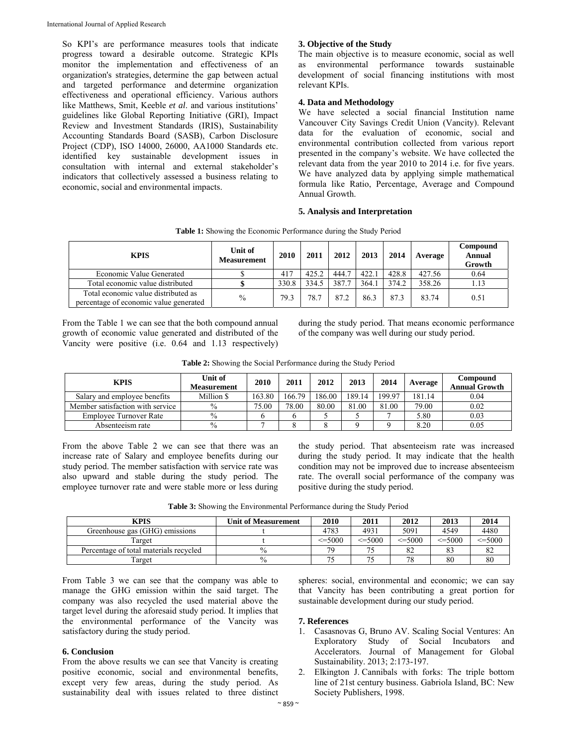So KPI's are performance measures tools that indicate progress toward a desirable outcome. Strategic KPIs monitor the implementation and effectiveness of an organization's strategies, determine the gap between actual and targeted performance and determine organization effectiveness and operational efficiency. Various authors like Matthews, Smit, Keeble *et al*. and various institutions' guidelines like Global Reporting Initiative (GRI), Impact Review and Investment Standards (IRIS), Sustainability Accounting Standards Board (SASB), Carbon Disclosure Project (CDP), ISO 14000, 26000, AA1000 Standards etc. identified key sustainable development issues in consultation with internal and external stakeholder's indicators that collectively assessed a business relating to economic, social and environmental impacts.

## 3. Objective of the Study

The main objective is to measure economic, social as well as environmental performance towards sustainable development of social financing institutions with most relevant KPIs.

## 4. Data and Methodology

We have selected a social financial Institution name Vancouver City Savings Credit Union (Vancity). Relevant data for the evaluation of economic, social and environmental contribution collected from various report presented in the company's website. We have collected the relevant data from the year 2010 to 2014 i.e. for five years. We have analyzed data by applying simple mathematical formula like Ratio, Percentage, Average and Compound Annual Growth.

## 5. Analysis and Interpretation

**Table 1:** Showing the Economic Performance during the Study Period

| KPIS | Unit of Measurement | 2010 | 2011 | 2012 | 2013 | 2014 | Average | Compound Annual Growth |
|---|---|---|---|---|---|---|---|---|
| Economic Value Generated | $ | 417 | 425.2 | 444.7 | 422.1 | 428.8 | 427.56 | 0.64 |
| Total economic value distributed | **$** | 330.8 | 334.5 | 387.7 | 364.1 | 374.2 | 358.26 | 1.13 |
| Total economic value distributed as percentage of economic value generated | % | 79.3 | 78.7 | 87.2 | 86.3 | 87.3 | 83.74 | 0.51 |

From the Table 1 we can see that the both compound annual growth of economic value generated and distributed of the Vancity were positive (i.e. 0.64 and 1.13 respectively) during the study period. That means economic performance of the company was well during our study period.

**Table 2:** Showing the Social Performance during the Study Period

| KPIS | Unit of Measurement | 2010 | 2011 | 2012 | 2013 | 2014 | Average | Compound Annual Growth |
|---|---|---|---|---|---|---|---|---|
| Salary and employee benefits | Million $ | 163.80 | 166.79 | 186.00 | 189.14 | 199.97 | 181.14 | 0.04 |
| Member satisfaction with service | % | 75.00 | 78.00 | 80.00 | 81.00 | 81.00 | 79.00 | 0.02 |
| Employee Turnover Rate | % | 6 | 6 | 5 | 5 | 7 | 5.80 | 0.03 |
| Absenteeism rate | % | 7 | 8 | 8 | 9 | 9 | 8.20 | 0.05 |

From the above Table 2 we can see that there was an increase rate of Salary and employee benefits during our study period. The member satisfaction with service rate was also upward and stable during the study period. The employee turnover rate and were stable more or less during the study period. That absenteeism rate was increased during the study period. It may indicate that the health condition may not be improved due to increase absenteeism rate. The overall social performance of the company was positive during the study period.

**Table 3:** Showing the Environmental Performance during the Study Period

| KPIS | Unit of Measurement | 2010 | 2011 | 2012 | 2013 | 2014 |
|---|---|---|---|---|---|---|
| Greenhouse gas (GHG) emissions | t | 4783 | 4931 | 5091 | 4549 | 4480 |
| Target | t | <=5000 | <=5000 | <=5000 | <=5000 | <=5000 |
| Percentage of total materials recycled | % | 79 | 75 | 82 | 83 | 82 |
| Target | % | 75 | 75 | 78 | 80 | 80 |

From Table 3 we can see that the company was able to manage the GHG emission within the said target. The company was also recycled the used material above the target level during the aforesaid study period. It implies that the environmental performance of the Vancity was satisfactory during the study period.

## 6. Conclusion

From the above results we can see that Vancity is creating positive economic, social and environmental benefits, except very few areas, during the study period. As sustainability deal with issues related to three distinct spheres: social, environmental and economic; we can say that Vancity has been contributing a great portion for sustainable development during our study period.

## 7. References

1. Casasnovas G, Bruno AV. Scaling Social Ventures: An Exploratory Study of Social Incubators and Accelerators. Journal of Management for Global Sustainability. 2013; 2:173-197.
2. Elkington J. Cannibals with forks: The triple bottom line of 21st century business. Gabriola Island, BC: New Society Publishers, 1998.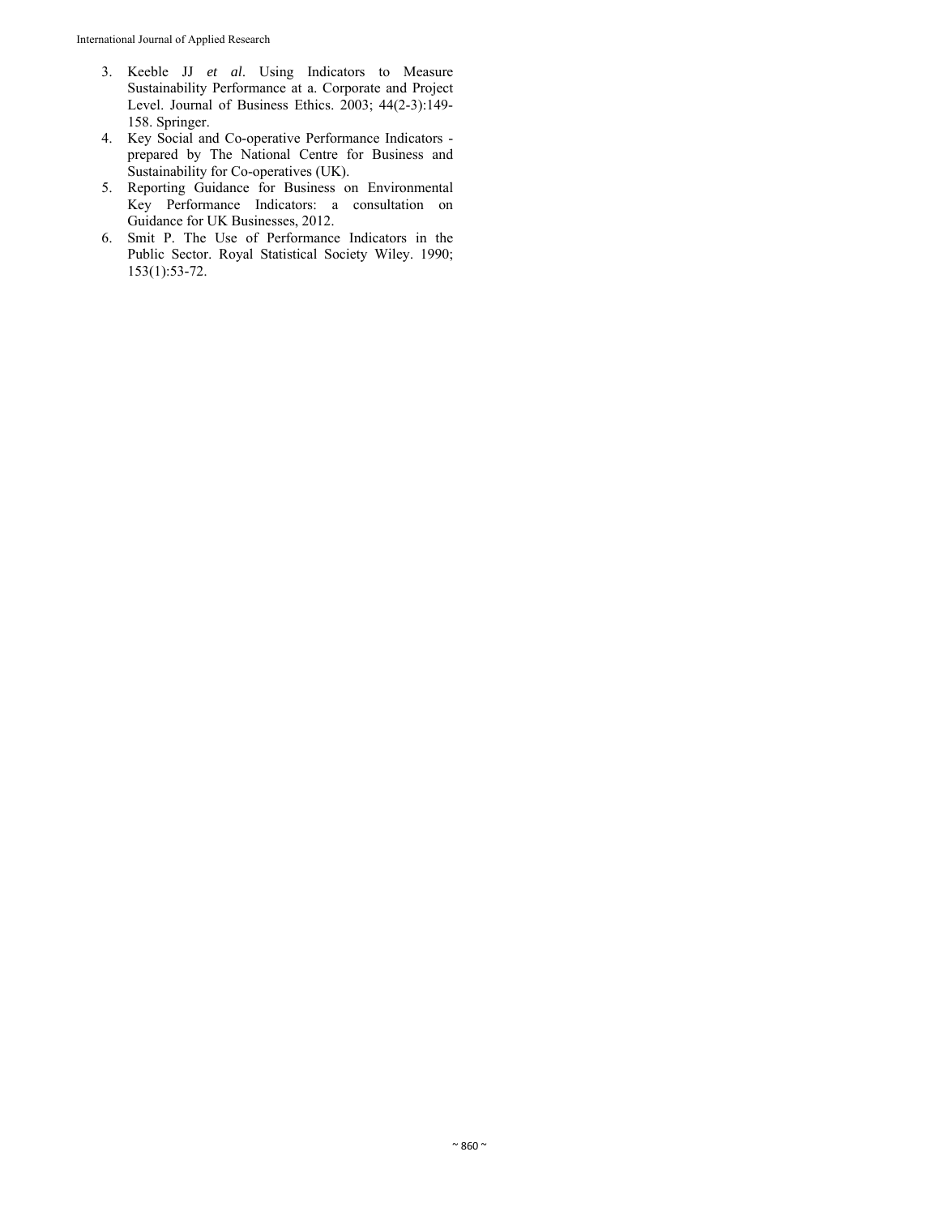3. Keeble JJ *et al*. Using Indicators to Measure Sustainability Performance at a. Corporate and Project Level. Journal of Business Ethics. 2003; 44(2-3):149-158. Springer.
4. Key Social and Co-operative Performance Indicators - prepared by The National Centre for Business and Sustainability for Co-operatives (UK).
5. Reporting Guidance for Business on Environmental Key Performance Indicators: a consultation on Guidance for UK Businesses, 2012.
6. Smit P. The Use of Performance Indicators in the Public Sector. Royal Statistical Society Wiley. 1990; 153(1):53-72.